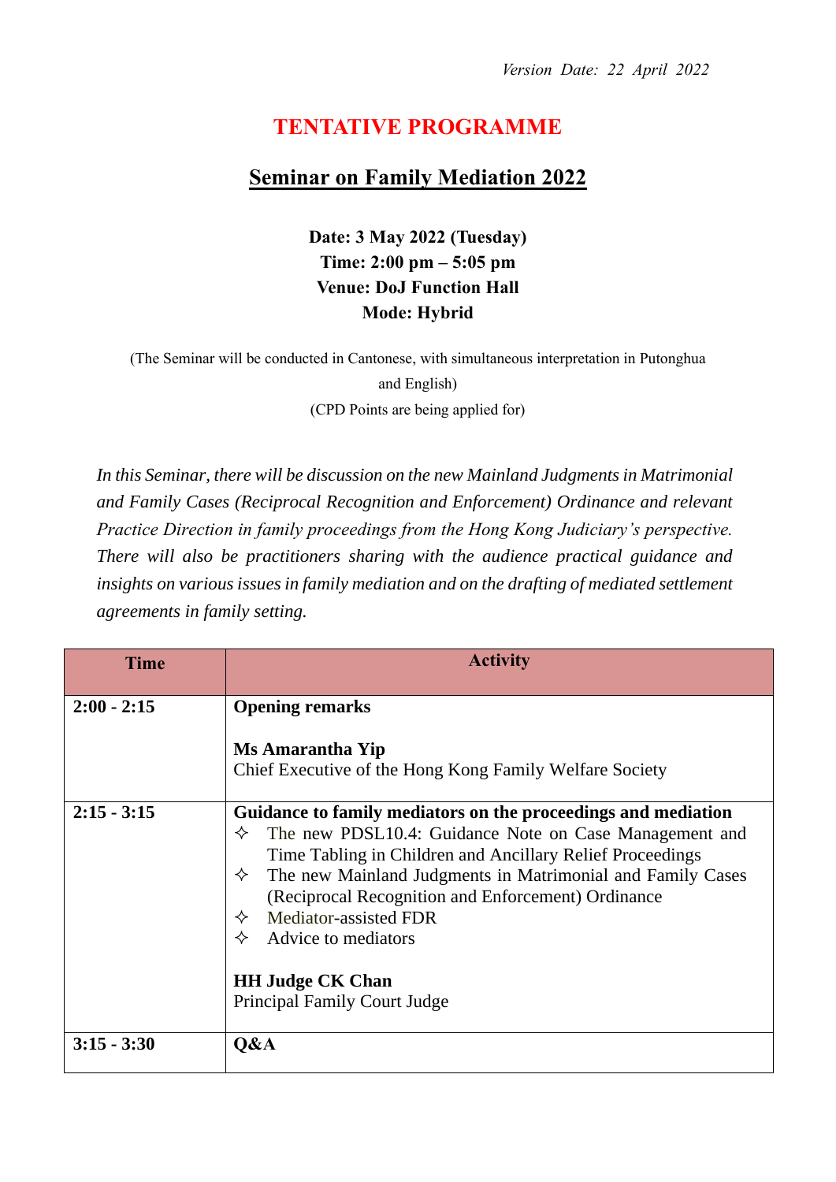*Version Date: 22 April 2022*

# TENTATIVE PROGRAMME

## Seminar on Family Mediation 2022

**Date: 3 May 2022 (Tuesday)**
**Time: 2:00 pm – 5:05 pm**
**Venue: DoJ Function Hall**
**Mode: Hybrid**

(The Seminar will be conducted in Cantonese, with simultaneous interpretation in Putonghua and English)
(CPD Points are being applied for)

*In this Seminar, there will be discussion on the new Mainland Judgments in Matrimonial and Family Cases (Reciprocal Recognition and Enforcement) Ordinance and relevant Practice Direction in family proceedings from the Hong Kong Judiciary's perspective. There will also be practitioners sharing with the audience practical guidance and insights on various issues in family mediation and on the drafting of mediated settlement agreements in family setting.*

| Time | Activity |
|---|---|
| **2:00 - 2:15** | **Opening remarks**<br><br>**Ms Amarantha Yip**<br>Chief Executive of the Hong Kong Family Welfare Society |
| **2:15 - 3:15** | **Guidance to family mediators on the proceedings and mediation**<br>✧ The new PDSL10.4: Guidance Note on Case Management and Time Tabling in Children and Ancillary Relief Proceedings<br>✧ The new Mainland Judgments in Matrimonial and Family Cases (Reciprocal Recognition and Enforcement) Ordinance<br>✧ Mediator-assisted FDR<br>✧ Advice to mediators<br><br>**HH Judge CK Chan**<br>Principal Family Court Judge |
| **3:15 - 3:30** | **Q&A** |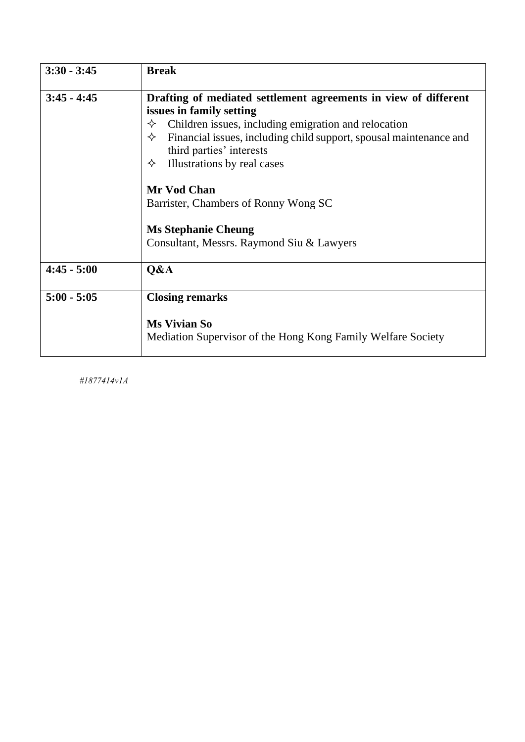| | |
|---|---|
| **3:30 - 3:45** | **Break** |
| **3:45 - 4:45** | **Drafting of mediated settlement agreements in view of different issues in family setting**<br>✧ Children issues, including emigration and relocation<br>✧ Financial issues, including child support, spousal maintenance and third parties' interests<br>✧ Illustrations by real cases<br><br>**Mr Vod Chan**<br>Barrister, Chambers of Ronny Wong SC<br><br>**Ms Stephanie Cheung**<br>Consultant, Messrs. Raymond Siu & Lawyers |
| **4:45 - 5:00** | **Q&A** |
| **5:00 - 5:05** | **Closing remarks**<br><br>**Ms Vivian So**<br>Mediation Supervisor of the Hong Kong Family Welfare Society |

*#1877414v1A*